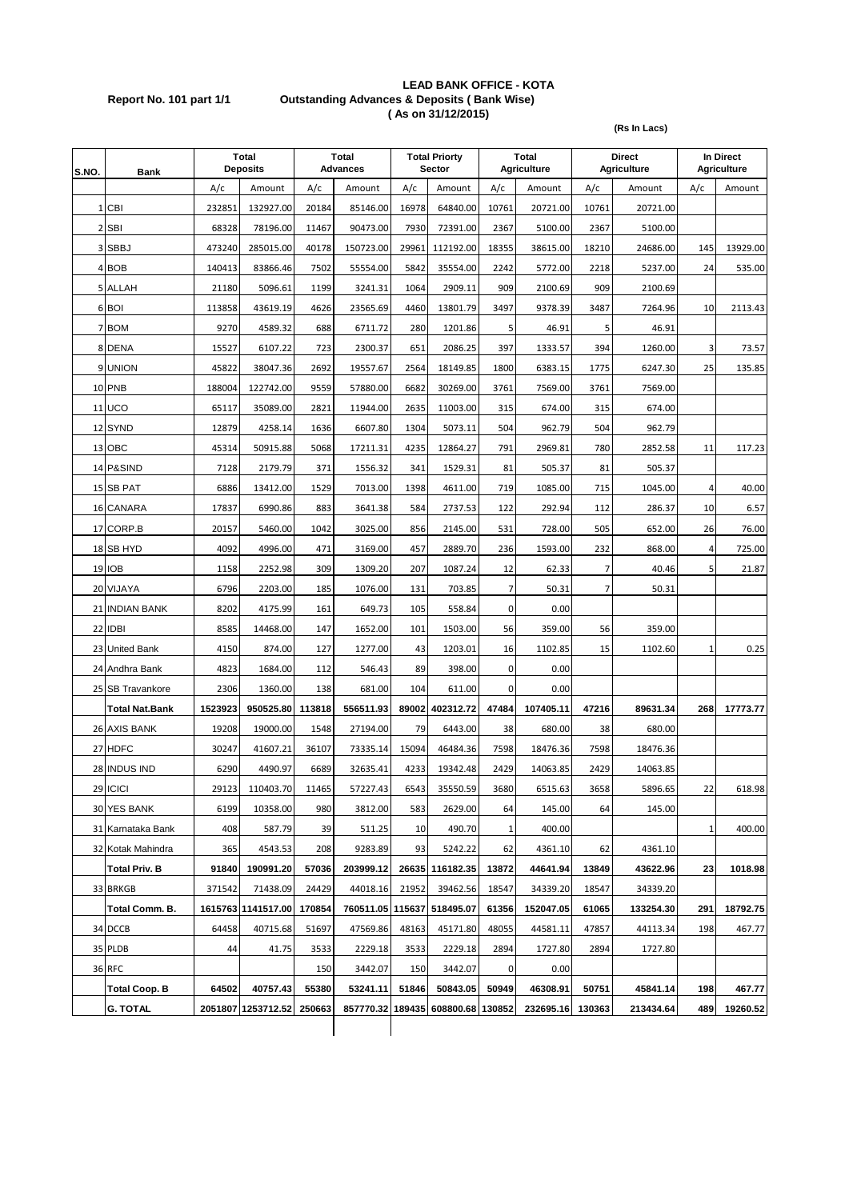# LEAD BANK OFFICE - KOTA

**Report No. 101 part 1/1** — **Outstanding Advances & Deposits ( Bank Wise)**

**( As on 31/12/2015)**

**(Rs In Lacs)**

| S.NO. | Bank | Total Deposits | | Total Advances | | Total Priorty Sector | | Total Agriculture | | Direct Agriculture | | In Direct Agriculture | |
|---|---|---|---|---|---|---|---|---|---|---|---|---|---|
| | | A/c | Amount | A/c | Amount | A/c | Amount | A/c | Amount | A/c | Amount | A/c | Amount |
| 1 | CBI | 232851 | 132927.00 | 20184 | 85146.00 | 16978 | 64840.00 | 10761 | 20721.00 | 10761 | 20721.00 | | |
| 2 | SBI | 68328 | 78196.00 | 11467 | 90473.00 | 7930 | 72391.00 | 2367 | 5100.00 | 2367 | 5100.00 | | |
| 3 | SBBJ | 473240 | 285015.00 | 40178 | 150723.00 | 29961 | 112192.00 | 18355 | 38615.00 | 18210 | 24686.00 | 145 | 13929.00 |
| 4 | BOB | 140413 | 83866.46 | 7502 | 55554.00 | 5842 | 35554.00 | 2242 | 5772.00 | 2218 | 5237.00 | 24 | 535.00 |
| 5 | ALLAH | 21180 | 5096.61 | 1199 | 3241.31 | 1064 | 2909.11 | 909 | 2100.69 | 909 | 2100.69 | | |
| 6 | BOI | 113858 | 43619.19 | 4626 | 23565.69 | 4460 | 13801.79 | 3497 | 9378.39 | 3487 | 7264.96 | 10 | 2113.43 |
| 7 | BOM | 9270 | 4589.32 | 688 | 6711.72 | 280 | 1201.86 | 5 | 46.91 | 5 | 46.91 | | |
| 8 | DENA | 15527 | 6107.22 | 723 | 2300.37 | 651 | 2086.25 | 397 | 1333.57 | 394 | 1260.00 | 3 | 73.57 |
| 9 | UNION | 45822 | 38047.36 | 2692 | 19557.67 | 2564 | 18149.85 | 1800 | 6383.15 | 1775 | 6247.30 | 25 | 135.85 |
| 10 | PNB | 188004 | 122742.00 | 9559 | 57880.00 | 6682 | 30269.00 | 3761 | 7569.00 | 3761 | 7569.00 | | |
| 11 | UCO | 65117 | 35089.00 | 2821 | 11944.00 | 2635 | 11003.00 | 315 | 674.00 | 315 | 674.00 | | |
| 12 | SYND | 12879 | 4258.14 | 1636 | 6607.80 | 1304 | 5073.11 | 504 | 962.79 | 504 | 962.79 | | |
| 13 | OBC | 45314 | 50915.88 | 5068 | 17211.31 | 4235 | 12864.27 | 791 | 2969.81 | 780 | 2852.58 | 11 | 117.23 |
| 14 | P&SIND | 7128 | 2179.79 | 371 | 1556.32 | 341 | 1529.31 | 81 | 505.37 | 81 | 505.37 | | |
| 15 | SB PAT | 6886 | 13412.00 | 1529 | 7013.00 | 1398 | 4611.00 | 719 | 1085.00 | 715 | 1045.00 | 4 | 40.00 |
| 16 | CANARA | 17837 | 6990.86 | 883 | 3641.38 | 584 | 2737.53 | 122 | 292.94 | 112 | 286.37 | 10 | 6.57 |
| 17 | CORP.B | 20157 | 5460.00 | 1042 | 3025.00 | 856 | 2145.00 | 531 | 728.00 | 505 | 652.00 | 26 | 76.00 |
| 18 | SB HYD | 4092 | 4996.00 | 471 | 3169.00 | 457 | 2889.70 | 236 | 1593.00 | 232 | 868.00 | 4 | 725.00 |
| 19 | IOB | 1158 | 2252.98 | 309 | 1309.20 | 207 | 1087.24 | 12 | 62.33 | 7 | 40.46 | 5 | 21.87 |
| 20 | VIJAYA | 6796 | 2203.00 | 185 | 1076.00 | 131 | 703.85 | 7 | 50.31 | 7 | 50.31 | | |
| 21 | INDIAN BANK | 8202 | 4175.99 | 161 | 649.73 | 105 | 558.84 | 0 | 0.00 | | | | |
| 22 | IDBI | 8585 | 14468.00 | 147 | 1652.00 | 101 | 1503.00 | 56 | 359.00 | 56 | 359.00 | | |
| 23 | United Bank | 4150 | 874.00 | 127 | 1277.00 | 43 | 1203.01 | 16 | 1102.85 | 15 | 1102.60 | 1 | 0.25 |
| 24 | Andhra Bank | 4823 | 1684.00 | 112 | 546.43 | 89 | 398.00 | 0 | 0.00 | | | | |
| 25 | SB Travankore | 2306 | 1360.00 | 138 | 681.00 | 104 | 611.00 | 0 | 0.00 | | | | |
| | **Total Nat.Bank** | **1523923** | **950525.80** | **113818** | **556511.93** | **89002** | **402312.72** | **47484** | **107405.11** | **47216** | **89631.34** | **268** | **17773.77** |
| 26 | AXIS BANK | 19208 | 19000.00 | 1548 | 27194.00 | 79 | 6443.00 | 38 | 680.00 | 38 | 680.00 | | |
| 27 | HDFC | 30247 | 41607.21 | 36107 | 73335.14 | 15094 | 46484.36 | 7598 | 18476.36 | 7598 | 18476.36 | | |
| 28 | INDUS IND | 6290 | 4490.97 | 6689 | 32635.41 | 4233 | 19342.48 | 2429 | 14063.85 | 2429 | 14063.85 | | |
| 29 | ICICI | 29123 | 110403.70 | 11465 | 57227.43 | 6543 | 35550.59 | 3680 | 6515.63 | 3658 | 5896.65 | 22 | 618.98 |
| 30 | YES BANK | 6199 | 10358.00 | 980 | 3812.00 | 583 | 2629.00 | 64 | 145.00 | 64 | 145.00 | | |
| 31 | Karnataka Bank | 408 | 587.79 | 39 | 511.25 | 10 | 490.70 | 1 | 400.00 | | | 1 | 400.00 |
| 32 | Kotak Mahindra | 365 | 4543.53 | 208 | 9283.89 | 93 | 5242.22 | 62 | 4361.10 | 62 | 4361.10 | | |
| | **Total Priv. B** | **91840** | **190991.20** | **57036** | **203999.12** | **26635** | **116182.35** | **13872** | **44641.94** | **13849** | **43622.96** | **23** | **1018.98** |
| 33 | BRKGB | 371542 | 71438.09 | 24429 | 44018.16 | 21952 | 39462.56 | 18547 | 34339.20 | 18547 | 34339.20 | | |
| | **Total Comm. B.** | **1615763** | **1141517.00** | **170854** | **760511.05** | **115637** | **518495.07** | **61356** | **152047.05** | **61065** | **133254.30** | **291** | **18792.75** |
| 34 | DCCB | 64458 | 40715.68 | 51697 | 47569.86 | 48163 | 45171.80 | 48055 | 44581.11 | 47857 | 44113.34 | 198 | 467.77 |
| 35 | PLDB | 44 | 41.75 | 3533 | 2229.18 | 3533 | 2229.18 | 2894 | 1727.80 | 2894 | 1727.80 | | |
| 36 | RFC | | | 150 | 3442.07 | 150 | 3442.07 | 0 | 0.00 | | | | |
| | **Total Coop. B** | **64502** | **40757.43** | **55380** | **53241.11** | **51846** | **50843.05** | **50949** | **46308.91** | **50751** | **45841.14** | **198** | **467.77** |
| | **G. TOTAL** | **2051807** | **1253712.52** | **250663** | **857770.32** | **189435** | **608800.68** | **130852** | **232695.16** | **130363** | **213434.64** | **489** | **19260.52** |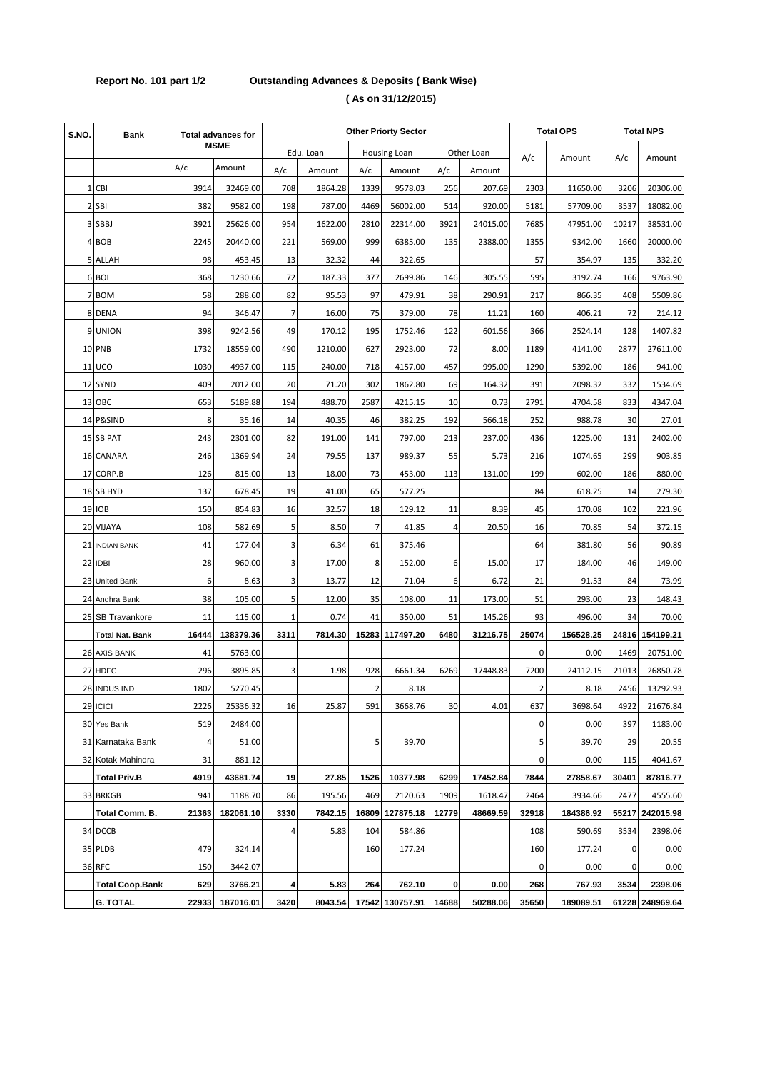**Report No. 101 part 1/2** **Outstanding Advances & Deposits ( Bank Wise)**

**( As on 31/12/2015)**

| S.NO. | Bank | Total advances for MSME | | Other Priorty Sector | | | | | | Total OPS | | Total NPS | |
|---|---|---|---|---|---|---|---|---|---|---|---|---|---|
| | | | | Edu. Loan | | Housing Loan | | Other Loan | | A/c | Amount | A/c | Amount |
| | | A/c | Amount | A/c | Amount | A/c | Amount | A/c | Amount | | | | |
| 1 | CBI | 3914 | 32469.00 | 708 | 1864.28 | 1339 | 9578.03 | 256 | 207.69 | 2303 | 11650.00 | 3206 | 20306.00 |
| 2 | SBI | 382 | 9582.00 | 198 | 787.00 | 4469 | 56002.00 | 514 | 920.00 | 5181 | 57709.00 | 3537 | 18082.00 |
| 3 | SBBJ | 3921 | 25626.00 | 954 | 1622.00 | 2810 | 22314.00 | 3921 | 24015.00 | 7685 | 47951.00 | 10217 | 38531.00 |
| 4 | BOB | 2245 | 20440.00 | 221 | 569.00 | 999 | 6385.00 | 135 | 2388.00 | 1355 | 9342.00 | 1660 | 20000.00 |
| 5 | ALLAH | 98 | 453.45 | 13 | 32.32 | 44 | 322.65 | | | 57 | 354.97 | 135 | 332.20 |
| 6 | BOI | 368 | 1230.66 | 72 | 187.33 | 377 | 2699.86 | 146 | 305.55 | 595 | 3192.74 | 166 | 9763.90 |
| 7 | BOM | 58 | 288.60 | 82 | 95.53 | 97 | 479.91 | 38 | 290.91 | 217 | 866.35 | 408 | 5509.86 |
| 8 | DENA | 94 | 346.47 | 7 | 16.00 | 75 | 379.00 | 78 | 11.21 | 160 | 406.21 | 72 | 214.12 |
| 9 | UNION | 398 | 9242.56 | 49 | 170.12 | 195 | 1752.46 | 122 | 601.56 | 366 | 2524.14 | 128 | 1407.82 |
| 10 | PNB | 1732 | 18559.00 | 490 | 1210.00 | 627 | 2923.00 | 72 | 8.00 | 1189 | 4141.00 | 2877 | 27611.00 |
| 11 | UCO | 1030 | 4937.00 | 115 | 240.00 | 718 | 4157.00 | 457 | 995.00 | 1290 | 5392.00 | 186 | 941.00 |
| 12 | SYND | 409 | 2012.00 | 20 | 71.20 | 302 | 1862.80 | 69 | 164.32 | 391 | 2098.32 | 332 | 1534.69 |
| 13 | OBC | 653 | 5189.88 | 194 | 488.70 | 2587 | 4215.15 | 10 | 0.73 | 2791 | 4704.58 | 833 | 4347.04 |
| 14 | P&SIND | 8 | 35.16 | 14 | 40.35 | 46 | 382.25 | 192 | 566.18 | 252 | 988.78 | 30 | 27.01 |
| 15 | SB PAT | 243 | 2301.00 | 82 | 191.00 | 141 | 797.00 | 213 | 237.00 | 436 | 1225.00 | 131 | 2402.00 |
| 16 | CANARA | 246 | 1369.94 | 24 | 79.55 | 137 | 989.37 | 55 | 5.73 | 216 | 1074.65 | 299 | 903.85 |
| 17 | CORP.B | 126 | 815.00 | 13 | 18.00 | 73 | 453.00 | 113 | 131.00 | 199 | 602.00 | 186 | 880.00 |
| 18 | SB HYD | 137 | 678.45 | 19 | 41.00 | 65 | 577.25 | | | 84 | 618.25 | 14 | 279.30 |
| 19 | IOB | 150 | 854.83 | 16 | 32.57 | 18 | 129.12 | 11 | 8.39 | 45 | 170.08 | 102 | 221.96 |
| 20 | VIJAYA | 108 | 582.69 | 5 | 8.50 | 7 | 41.85 | 4 | 20.50 | 16 | 70.85 | 54 | 372.15 |
| 21 | INDIAN BANK | 41 | 177.04 | 3 | 6.34 | 61 | 375.46 | | | 64 | 381.80 | 56 | 90.89 |
| 22 | IDBI | 28 | 960.00 | 3 | 17.00 | 8 | 152.00 | 6 | 15.00 | 17 | 184.00 | 46 | 149.00 |
| 23 | United Bank | 6 | 8.63 | 3 | 13.77 | 12 | 71.04 | 6 | 6.72 | 21 | 91.53 | 84 | 73.99 |
| 24 | Andhra Bank | 38 | 105.00 | 5 | 12.00 | 35 | 108.00 | 11 | 173.00 | 51 | 293.00 | 23 | 148.43 |
| 25 | SB Travankore | 11 | 115.00 | 1 | 0.74 | 41 | 350.00 | 51 | 145.26 | 93 | 496.00 | 34 | 70.00 |
| | **Total Nat. Bank** | **16444** | **138379.36** | **3311** | **7814.30** | **15283** | **117497.20** | **6480** | **31216.75** | **25074** | **156528.25** | **24816** | **154199.21** |
| 26 | AXIS BANK | 41 | 5763.00 | | | | | | | 0 | 0.00 | 1469 | 20751.00 |
| 27 | HDFC | 296 | 3895.85 | 3 | 1.98 | 928 | 6661.34 | 6269 | 17448.83 | 7200 | 24112.15 | 21013 | 26850.78 |
| 28 | INDUS IND | 1802 | 5270.45 | | | 2 | 8.18 | | | 2 | 8.18 | 2456 | 13292.93 |
| 29 | ICICI | 2226 | 25336.32 | 16 | 25.87 | 591 | 3668.76 | 30 | 4.01 | 637 | 3698.64 | 4922 | 21676.84 |
| 30 | Yes Bank | 519 | 2484.00 | | | | | | | 0 | 0.00 | 397 | 1183.00 |
| 31 | Karnataka Bank | 4 | 51.00 | | | 5 | 39.70 | | | 5 | 39.70 | 29 | 20.55 |
| 32 | Kotak Mahindra | 31 | 881.12 | | | | | | | 0 | 0.00 | 115 | 4041.67 |
| | **Total Priv.B** | **4919** | **43681.74** | **19** | **27.85** | **1526** | **10377.98** | **6299** | **17452.84** | **7844** | **27858.67** | **30401** | **87816.77** |
| 33 | BRKGB | 941 | 1188.70 | 86 | 195.56 | 469 | 2120.63 | 1909 | 1618.47 | 2464 | 3934.66 | 2477 | 4555.60 |
| | **Total Comm. B.** | **21363** | **182061.10** | **3330** | **7842.15** | **16809** | **127875.18** | **12779** | **48669.59** | **32918** | **184386.92** | **55217** | **242015.98** |
| 34 | DCCB | | | 4 | 5.83 | 104 | 584.86 | | | 108 | 590.69 | 3534 | 2398.06 |
| 35 | PLDB | 479 | 324.14 | | | 160 | 177.24 | | | 160 | 177.24 | 0 | 0.00 |
| 36 | RFC | 150 | 3442.07 | | | | | | | 0 | 0.00 | 0 | 0.00 |
| | **Total Coop.Bank** | **629** | **3766.21** | **4** | **5.83** | **264** | **762.10** | **0** | **0.00** | **268** | **767.93** | **3534** | **2398.06** |
| | **G. TOTAL** | **22933** | **187016.01** | **3420** | **8043.54** | **17542** | **130757.91** | **14688** | **50288.06** | **35650** | **189089.51** | **61228** | **248969.64** |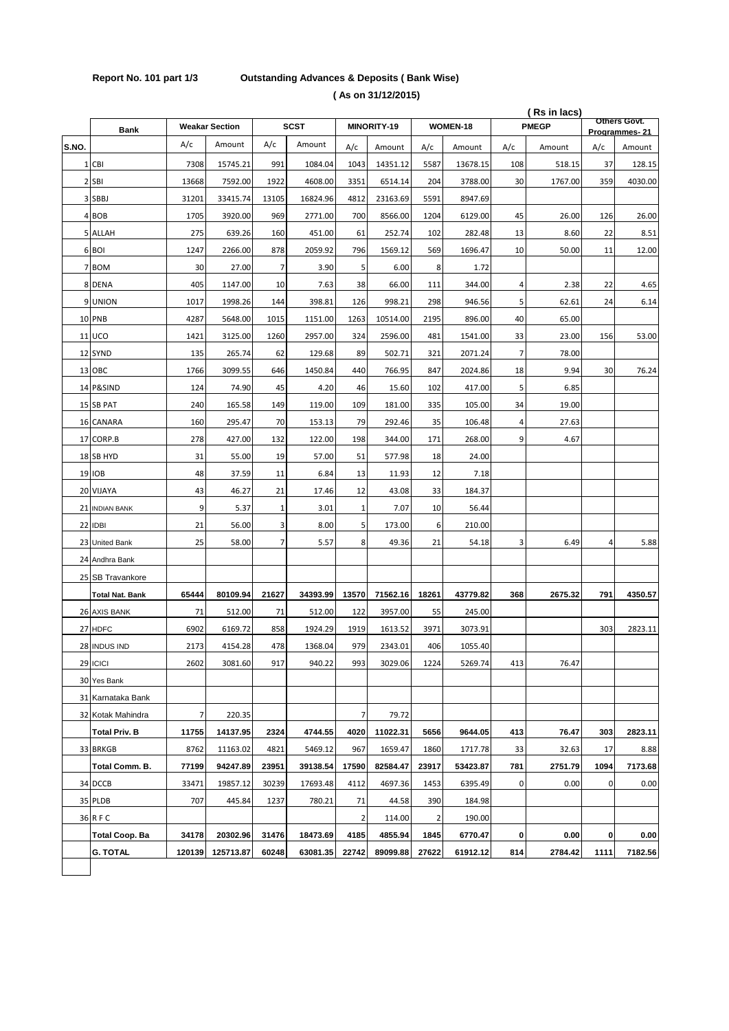**Report No. 101 part 1/3** **Outstanding Advances & Deposits ( Bank Wise)**

**( As on 31/12/2015)**

( Rs in lacs)

| S.NO. | Bank | Weakar Section | | SCST | | MINORITY-19 | | WOMEN-18 | | PMEGP | | Others Govt. Programmes- 21 | |
|---|---|---|---|---|---|---|---|---|---|---|---|---|---|
| | | A/c | Amount | A/c | Amount | A/c | Amount | A/c | Amount | A/c | Amount | A/c | Amount |
| 1 | CBI | 7308 | 15745.21 | 991 | 1084.04 | 1043 | 14351.12 | 5587 | 13678.15 | 108 | 518.15 | 37 | 128.15 |
| 2 | SBI | 13668 | 7592.00 | 1922 | 4608.00 | 3351 | 6514.14 | 204 | 3788.00 | 30 | 1767.00 | 359 | 4030.00 |
| 3 | SBBJ | 31201 | 33415.74 | 13105 | 16824.96 | 4812 | 23163.69 | 5591 | 8947.69 | | | | |
| 4 | BOB | 1705 | 3920.00 | 969 | 2771.00 | 700 | 8566.00 | 1204 | 6129.00 | 45 | 26.00 | 126 | 26.00 |
| 5 | ALLAH | 275 | 639.26 | 160 | 451.00 | 61 | 252.74 | 102 | 282.48 | 13 | 8.60 | 22 | 8.51 |
| 6 | BOI | 1247 | 2266.00 | 878 | 2059.92 | 796 | 1569.12 | 569 | 1696.47 | 10 | 50.00 | 11 | 12.00 |
| 7 | BOM | 30 | 27.00 | 7 | 3.90 | 5 | 6.00 | 8 | 1.72 | | | | |
| 8 | DENA | 405 | 1147.00 | 10 | 7.63 | 38 | 66.00 | 111 | 344.00 | 4 | 2.38 | 22 | 4.65 |
| 9 | UNION | 1017 | 1998.26 | 144 | 398.81 | 126 | 998.21 | 298 | 946.56 | 5 | 62.61 | 24 | 6.14 |
| 10 | PNB | 4287 | 5648.00 | 1015 | 1151.00 | 1263 | 10514.00 | 2195 | 896.00 | 40 | 65.00 | | |
| 11 | UCO | 1421 | 3125.00 | 1260 | 2957.00 | 324 | 2596.00 | 481 | 1541.00 | 33 | 23.00 | 156 | 53.00 |
| 12 | SYND | 135 | 265.74 | 62 | 129.68 | 89 | 502.71 | 321 | 2071.24 | 7 | 78.00 | | |
| 13 | OBC | 1766 | 3099.55 | 646 | 1450.84 | 440 | 766.95 | 847 | 2024.86 | 18 | 9.94 | 30 | 76.24 |
| 14 | P&SIND | 124 | 74.90 | 45 | 4.20 | 46 | 15.60 | 102 | 417.00 | 5 | 6.85 | | |
| 15 | SB PAT | 240 | 165.58 | 149 | 119.00 | 109 | 181.00 | 335 | 105.00 | 34 | 19.00 | | |
| 16 | CANARA | 160 | 295.47 | 70 | 153.13 | 79 | 292.46 | 35 | 106.48 | 4 | 27.63 | | |
| 17 | CORP.B | 278 | 427.00 | 132 | 122.00 | 198 | 344.00 | 171 | 268.00 | 9 | 4.67 | | |
| 18 | SB HYD | 31 | 55.00 | 19 | 57.00 | 51 | 577.98 | 18 | 24.00 | | | | |
| 19 | IOB | 48 | 37.59 | 11 | 6.84 | 13 | 11.93 | 12 | 7.18 | | | | |
| 20 | VIJAYA | 43 | 46.27 | 21 | 17.46 | 12 | 43.08 | 33 | 184.37 | | | | |
| 21 | INDIAN BANK | 9 | 5.37 | 1 | 3.01 | 1 | 7.07 | 10 | 56.44 | | | | |
| 22 | IDBI | 21 | 56.00 | 3 | 8.00 | 5 | 173.00 | 6 | 210.00 | | | | |
| 23 | United Bank | 25 | 58.00 | 7 | 5.57 | 8 | 49.36 | 21 | 54.18 | 3 | 6.49 | 4 | 5.88 |
| 24 | Andhra Bank | | | | | | | | | | | | |
| 25 | SB Travankore | | | | | | | | | | | | |
| | **Total Nat. Bank** | **65444** | **80109.94** | **21627** | **34393.99** | **13570** | **71562.16** | **18261** | **43779.82** | **368** | **2675.32** | **791** | **4350.57** |
| 26 | AXIS BANK | 71 | 512.00 | 71 | 512.00 | 122 | 3957.00 | 55 | 245.00 | | | | |
| 27 | HDFC | 6902 | 6169.72 | 858 | 1924.29 | 1919 | 1613.52 | 3971 | 3073.91 | | | 303 | 2823.11 |
| 28 | INDUS IND | 2173 | 4154.28 | 478 | 1368.04 | 979 | 2343.01 | 406 | 1055.40 | | | | |
| 29 | ICICI | 2602 | 3081.60 | 917 | 940.22 | 993 | 3029.06 | 1224 | 5269.74 | 413 | 76.47 | | |
| 30 | Yes Bank | | | | | | | | | | | | |
| 31 | Karnataka Bank | | | | | | | | | | | | |
| 32 | Kotak Mahindra | 7 | 220.35 | | | 7 | 79.72 | | | | | | |
| | **Total Priv. B** | **11755** | **14137.95** | **2324** | **4744.55** | **4020** | **11022.31** | **5656** | **9644.05** | **413** | **76.47** | **303** | **2823.11** |
| 33 | BRKGB | 8762 | 11163.02 | 4821 | 5469.12 | 967 | 1659.47 | 1860 | 1717.78 | 33 | 32.63 | 17 | 8.88 |
| | **Total Comm. B.** | **77199** | **94247.89** | **23951** | **39138.54** | **17590** | **82584.47** | **23917** | **53423.87** | **781** | **2751.79** | **1094** | **7173.68** |
| 34 | DCCB | 33471 | 19857.12 | 30239 | 17693.48 | 4112 | 4697.36 | 1453 | 6395.49 | 0 | 0.00 | 0 | 0.00 |
| 35 | PLDB | 707 | 445.84 | 1237 | 780.21 | 71 | 44.58 | 390 | 184.98 | | | | |
| 36 | R F C | | | | | 2 | 114.00 | 2 | 190.00 | | | | |
| | **Total Coop. Ba** | **34178** | **20302.96** | **31476** | **18473.69** | **4185** | **4855.94** | **1845** | **6770.47** | **0** | **0.00** | **0** | **0.00** |
| | **G. TOTAL** | **120139** | **125713.87** | **60248** | **63081.35** | **22742** | **89099.88** | **27622** | **61912.12** | **814** | **2784.42** | **1111** | **7182.56** |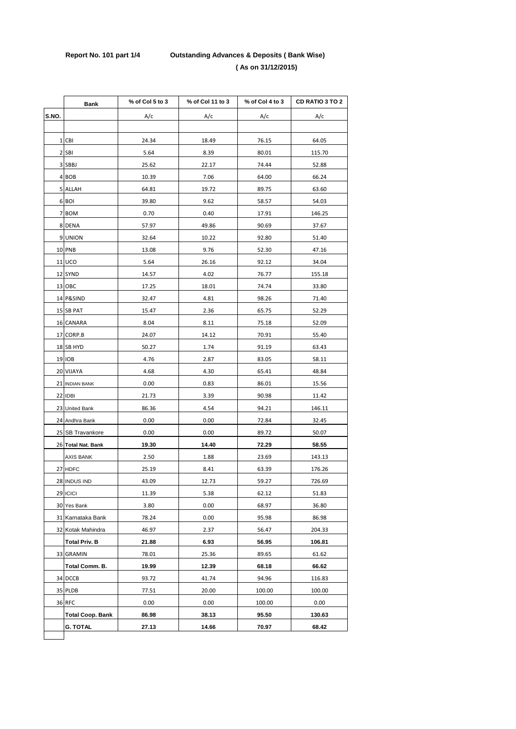**Report No. 101 part 1/4 Outstanding Advances & Deposits ( Bank Wise)**

**( As on 31/12/2015)**

| S.NO. | Bank | % of Col 5 to 3 | % of Col 11 to 3 | % of Col 4 to 3 | CD RATIO 3 TO 2 |
|---|---|---|---|---|---|
| | | A/c | A/c | A/c | A/c |
| 1 | CBI | 24.34 | 18.49 | 76.15 | 64.05 |
| 2 | SBI | 5.64 | 8.39 | 80.01 | 115.70 |
| 3 | SBBJ | 25.62 | 22.17 | 74.44 | 52.88 |
| 4 | BOB | 10.39 | 7.06 | 64.00 | 66.24 |
| 5 | ALLAH | 64.81 | 19.72 | 89.75 | 63.60 |
| 6 | BOI | 39.80 | 9.62 | 58.57 | 54.03 |
| 7 | BOM | 0.70 | 0.40 | 17.91 | 146.25 |
| 8 | DENA | 57.97 | 49.86 | 90.69 | 37.67 |
| 9 | UNION | 32.64 | 10.22 | 92.80 | 51.40 |
| 10 | PNB | 13.08 | 9.76 | 52.30 | 47.16 |
| 11 | UCO | 5.64 | 26.16 | 92.12 | 34.04 |
| 12 | SYND | 14.57 | 4.02 | 76.77 | 155.18 |
| 13 | OBC | 17.25 | 18.01 | 74.74 | 33.80 |
| 14 | P&SIND | 32.47 | 4.81 | 98.26 | 71.40 |
| 15 | SB PAT | 15.47 | 2.36 | 65.75 | 52.29 |
| 16 | CANARA | 8.04 | 8.11 | 75.18 | 52.09 |
| 17 | CORP.B | 24.07 | 14.12 | 70.91 | 55.40 |
| 18 | SB HYD | 50.27 | 1.74 | 91.19 | 63.43 |
| 19 | IOB | 4.76 | 2.87 | 83.05 | 58.11 |
| 20 | VIJAYA | 4.68 | 4.30 | 65.41 | 48.84 |
| 21 | INDIAN BANK | 0.00 | 0.83 | 86.01 | 15.56 |
| 22 | IDBI | 21.73 | 3.39 | 90.98 | 11.42 |
| 23 | United Bank | 86.36 | 4.54 | 94.21 | 146.11 |
| 24 | Andhra Bank | 0.00 | 0.00 | 72.84 | 32.45 |
| 25 | SB Travankore | 0.00 | 0.00 | 89.72 | 50.07 |
| 26 | **Total Nat. Bank** | **19.30** | **14.40** | **72.29** | **58.55** |
| | AXIS BANK | 2.50 | 1.88 | 23.69 | 143.13 |
| 27 | HDFC | 25.19 | 8.41 | 63.39 | 176.26 |
| 28 | INDUS IND | 43.09 | 12.73 | 59.27 | 726.69 |
| 29 | ICICI | 11.39 | 5.38 | 62.12 | 51.83 |
| 30 | Yes Bank | 3.80 | 0.00 | 68.97 | 36.80 |
| 31 | Karnataka Bank | 78.24 | 0.00 | 95.98 | 86.98 |
| 32 | Kotak Mahindra | 46.97 | 2.37 | 56.47 | 204.33 |
| | **Total Priv. B** | **21.88** | **6.93** | **56.95** | **106.81** |
| 33 | GRAMIN | 78.01 | 25.36 | 89.65 | 61.62 |
| | **Total Comm. B.** | **19.99** | **12.39** | **68.18** | **66.62** |
| 34 | DCCB | 93.72 | 41.74 | 94.96 | 116.83 |
| 35 | PLDB | 77.51 | 20.00 | 100.00 | 100.00 |
| 36 | RFC | 0.00 | 0.00 | 100.00 | 0.00 |
| | **Total Coop. Bank** | **86.98** | **38.13** | **95.50** | **130.63** |
| | **G. TOTAL** | **27.13** | **14.66** | **70.97** | **68.42** |